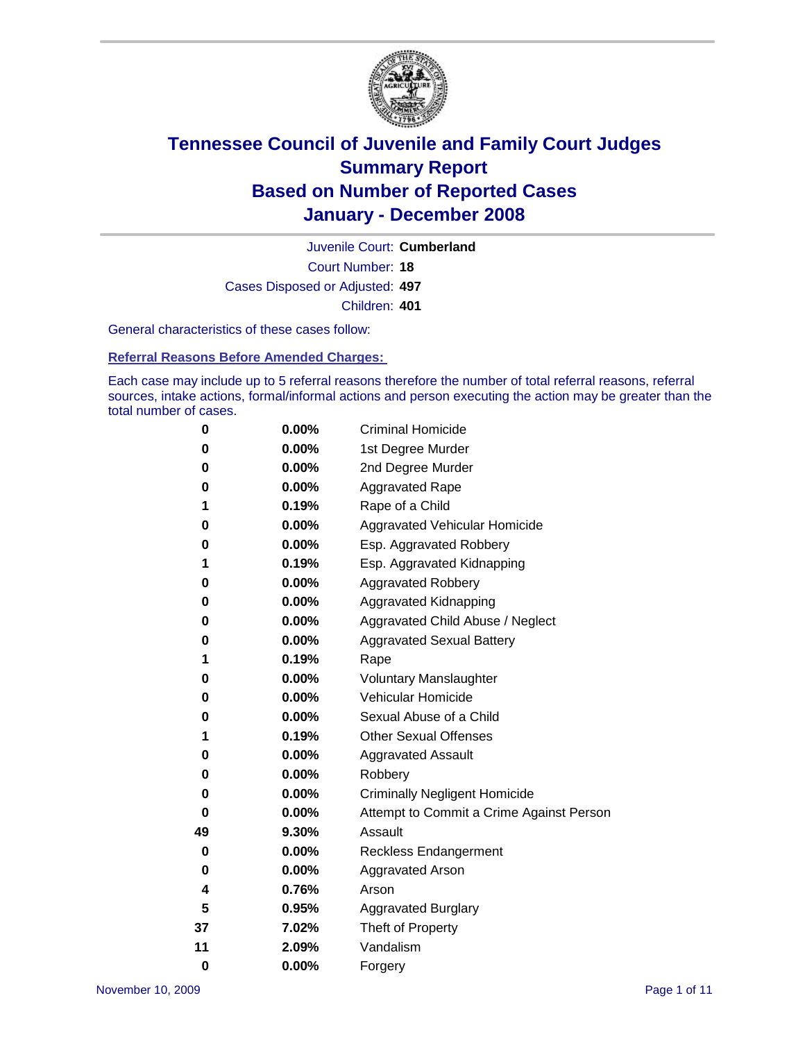# Tennessee Council of Juvenile and Family Court Judges
## Summary Report
## Based on Number of Reported Cases
## January - December 2008

Juvenile Court: **Cumberland**
Court Number: **18**
Cases Disposed or Adjusted: **497**
Children: **401**

General characteristics of these cases follow:

### Referral Reasons Before Amended Charges:

Each case may include up to 5 referral reasons therefore the number of total referral reasons, referral sources, intake actions, formal/informal actions and person executing the action may be greater than the total number of cases.

| Count | Percent | Referral Reason |
|---|---|---|
| 0 | 0.00% | Criminal Homicide |
| 0 | 0.00% | 1st Degree Murder |
| 0 | 0.00% | 2nd Degree Murder |
| 0 | 0.00% | Aggravated Rape |
| 1 | 0.19% | Rape of a Child |
| 0 | 0.00% | Aggravated Vehicular Homicide |
| 0 | 0.00% | Esp. Aggravated Robbery |
| 1 | 0.19% | Esp. Aggravated Kidnapping |
| 0 | 0.00% | Aggravated Robbery |
| 0 | 0.00% | Aggravated Kidnapping |
| 0 | 0.00% | Aggravated Child Abuse / Neglect |
| 0 | 0.00% | Aggravated Sexual Battery |
| 1 | 0.19% | Rape |
| 0 | 0.00% | Voluntary Manslaughter |
| 0 | 0.00% | Vehicular Homicide |
| 0 | 0.00% | Sexual Abuse of a Child |
| 1 | 0.19% | Other Sexual Offenses |
| 0 | 0.00% | Aggravated Assault |
| 0 | 0.00% | Robbery |
| 0 | 0.00% | Criminally Negligent Homicide |
| 0 | 0.00% | Attempt to Commit a Crime Against Person |
| 49 | 9.30% | Assault |
| 0 | 0.00% | Reckless Endangerment |
| 0 | 0.00% | Aggravated Arson |
| 4 | 0.76% | Arson |
| 5 | 0.95% | Aggravated Burglary |
| 37 | 7.02% | Theft of Property |
| 11 | 2.09% | Vandalism |
| 0 | 0.00% | Forgery |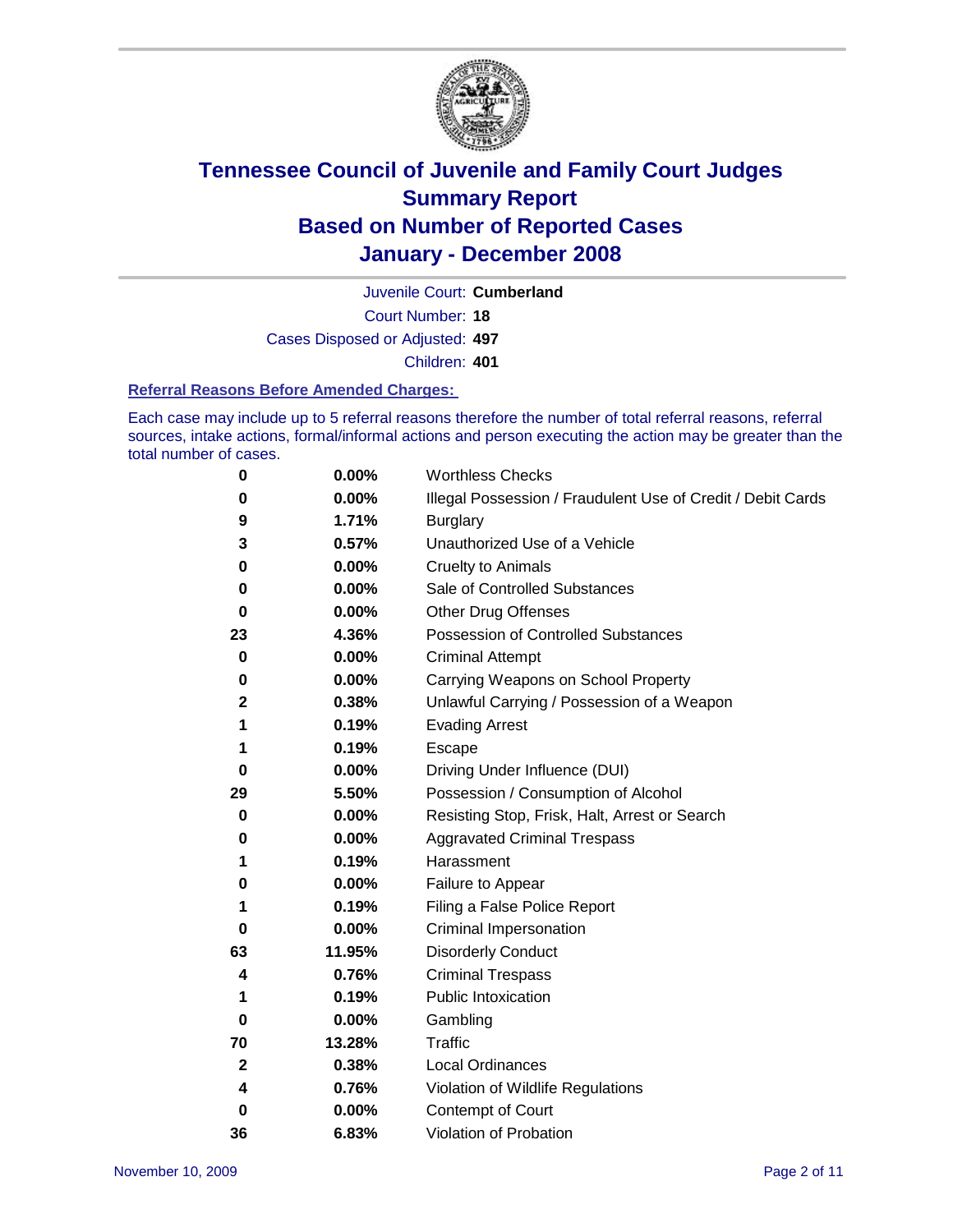# Tennessee Council of Juvenile and Family Court Judges
# Summary Report
# Based on Number of Reported Cases
# January - December 2008

Juvenile Court: **Cumberland**
Court Number: **18**
Cases Disposed or Adjusted: **497**
Children: **401**

### Referral Reasons Before Amended Charges:

Each case may include up to 5 referral reasons therefore the number of total referral reasons, referral sources, intake actions, formal/informal actions and person executing the action may be greater than the total number of cases.

| | | |
|---|---|---|
| 0 | 0.00% | Worthless Checks |
| 0 | 0.00% | Illegal Possession / Fraudulent Use of Credit / Debit Cards |
| 9 | 1.71% | Burglary |
| 3 | 0.57% | Unauthorized Use of a Vehicle |
| 0 | 0.00% | Cruelty to Animals |
| 0 | 0.00% | Sale of Controlled Substances |
| 0 | 0.00% | Other Drug Offenses |
| 23 | 4.36% | Possession of Controlled Substances |
| 0 | 0.00% | Criminal Attempt |
| 0 | 0.00% | Carrying Weapons on School Property |
| 2 | 0.38% | Unlawful Carrying / Possession of a Weapon |
| 1 | 0.19% | Evading Arrest |
| 1 | 0.19% | Escape |
| 0 | 0.00% | Driving Under Influence (DUI) |
| 29 | 5.50% | Possession / Consumption of Alcohol |
| 0 | 0.00% | Resisting Stop, Frisk, Halt, Arrest or Search |
| 0 | 0.00% | Aggravated Criminal Trespass |
| 1 | 0.19% | Harassment |
| 0 | 0.00% | Failure to Appear |
| 1 | 0.19% | Filing a False Police Report |
| 0 | 0.00% | Criminal Impersonation |
| 63 | 11.95% | Disorderly Conduct |
| 4 | 0.76% | Criminal Trespass |
| 1 | 0.19% | Public Intoxication |
| 0 | 0.00% | Gambling |
| 70 | 13.28% | Traffic |
| 2 | 0.38% | Local Ordinances |
| 4 | 0.76% | Violation of Wildlife Regulations |
| 0 | 0.00% | Contempt of Court |
| 36 | 6.83% | Violation of Probation |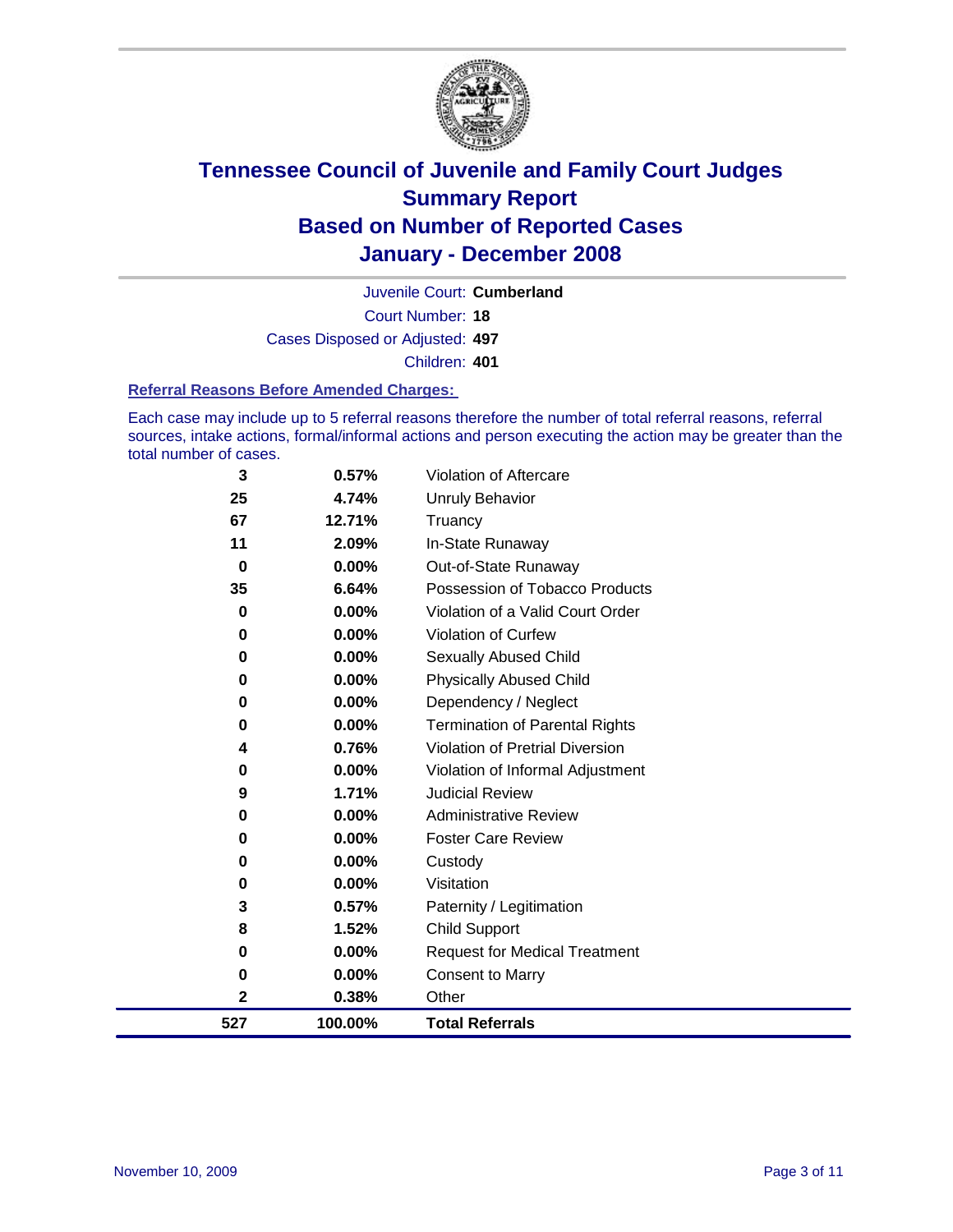# Tennessee Council of Juvenile and Family Court Judges
## Summary Report
## Based on Number of Reported Cases
## January - December 2008

Juvenile Court: **Cumberland**

Court Number: **18**

Cases Disposed or Adjusted: **497**

Children: **401**

### Referral Reasons Before Amended Charges:

Each case may include up to 5 referral reasons therefore the number of total referral reasons, referral sources, intake actions, formal/informal actions and person executing the action may be greater than the total number of cases.

| Count | Percent | Referral Reason |
|---|---|---|
| 3 | 0.57% | Violation of Aftercare |
| 25 | 4.74% | Unruly Behavior |
| 67 | 12.71% | Truancy |
| 11 | 2.09% | In-State Runaway |
| 0 | 0.00% | Out-of-State Runaway |
| 35 | 6.64% | Possession of Tobacco Products |
| 0 | 0.00% | Violation of a Valid Court Order |
| 0 | 0.00% | Violation of Curfew |
| 0 | 0.00% | Sexually Abused Child |
| 0 | 0.00% | Physically Abused Child |
| 0 | 0.00% | Dependency / Neglect |
| 0 | 0.00% | Termination of Parental Rights |
| 4 | 0.76% | Violation of Pretrial Diversion |
| 0 | 0.00% | Violation of Informal Adjustment |
| 9 | 1.71% | Judicial Review |
| 0 | 0.00% | Administrative Review |
| 0 | 0.00% | Foster Care Review |
| 0 | 0.00% | Custody |
| 0 | 0.00% | Visitation |
| 3 | 0.57% | Paternity / Legitimation |
| 8 | 1.52% | Child Support |
| 0 | 0.00% | Request for Medical Treatment |
| 0 | 0.00% | Consent to Marry |
| 2 | 0.38% | Other |
| **527** | **100.00%** | **Total Referrals** |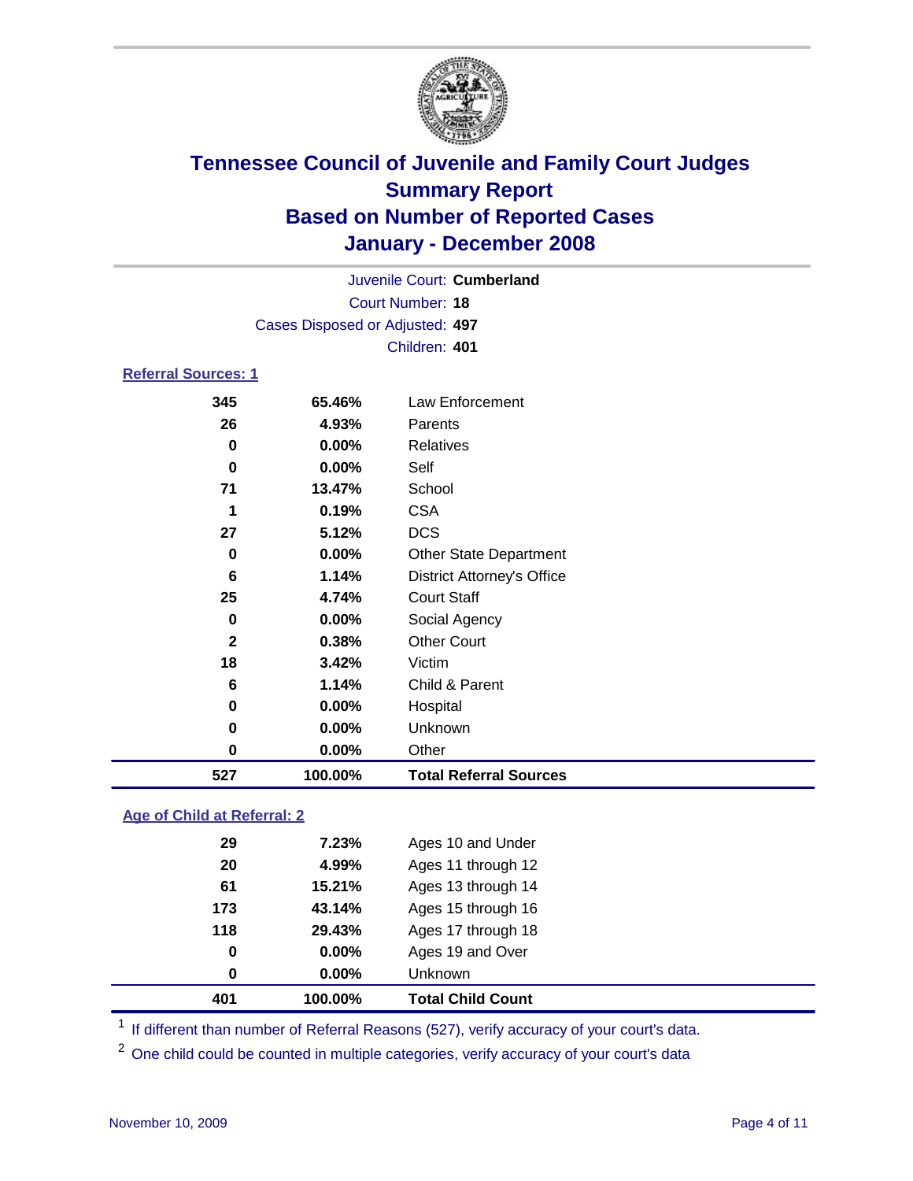# Tennessee Council of Juvenile and Family Court Judges
## Summary Report
## Based on Number of Reported Cases
## January - December 2008

Juvenile Court: **Cumberland**
Court Number: **18**
Cases Disposed or Adjusted: **497**
Children: **401**

### Referral Sources: 1

| | | |
|---|---|---|
| 345 | 65.46% | Law Enforcement |
| 26 | 4.93% | Parents |
| 0 | 0.00% | Relatives |
| 0 | 0.00% | Self |
| 71 | 13.47% | School |
| 1 | 0.19% | CSA |
| 27 | 5.12% | DCS |
| 0 | 0.00% | Other State Department |
| 6 | 1.14% | District Attorney's Office |
| 25 | 4.74% | Court Staff |
| 0 | 0.00% | Social Agency |
| 2 | 0.38% | Other Court |
| 18 | 3.42% | Victim |
| 6 | 1.14% | Child & Parent |
| 0 | 0.00% | Hospital |
| 0 | 0.00% | Unknown |
| 0 | 0.00% | Other |
| **527** | **100.00%** | **Total Referral Sources** |

### Age of Child at Referral: 2

| | | |
|---|---|---|
| 29 | 7.23% | Ages 10 and Under |
| 20 | 4.99% | Ages 11 through 12 |
| 61 | 15.21% | Ages 13 through 14 |
| 173 | 43.14% | Ages 15 through 16 |
| 118 | 29.43% | Ages 17 through 18 |
| 0 | 0.00% | Ages 19 and Over |
| 0 | 0.00% | Unknown |
| **401** | **100.00%** | **Total Child Count** |

[1] If different than number of Referral Reasons (527), verify accuracy of your court's data.

[2] One child could be counted in multiple categories, verify accuracy of your court's data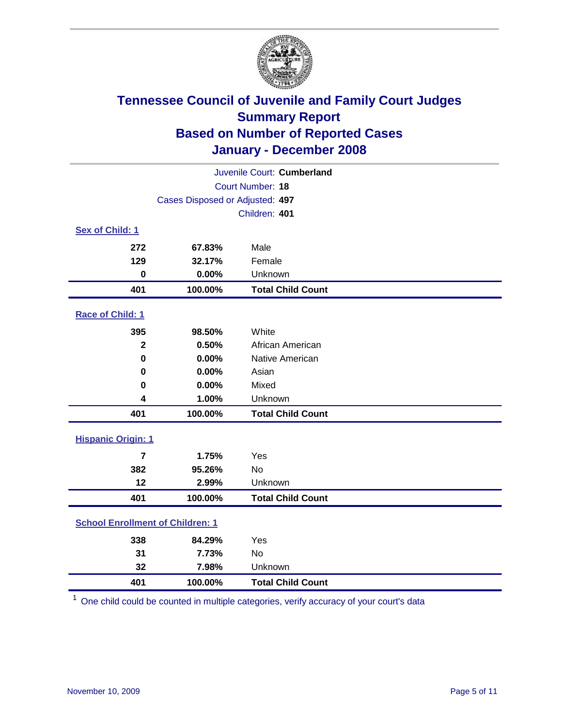# Tennessee Council of Juvenile and Family Court Judges
## Summary Report
## Based on Number of Reported Cases
## January - December 2008

Juvenile Court: **Cumberland**

Court Number: **18**

Cases Disposed or Adjusted: **497**

Children: **401**

### Sex of Child: 1

| | | |
|---|---|---|
| 272 | 67.83% | Male |
| 129 | 32.17% | Female |
| 0 | 0.00% | Unknown |
| **401** | **100.00%** | **Total Child Count** |

### Race of Child: 1

| | | |
|---|---|---|
| 395 | 98.50% | White |
| 2 | 0.50% | African American |
| 0 | 0.00% | Native American |
| 0 | 0.00% | Asian |
| 0 | 0.00% | Mixed |
| 4 | 1.00% | Unknown |
| **401** | **100.00%** | **Total Child Count** |

### Hispanic Origin: 1

| | | |
|---|---|---|
| 7 | 1.75% | Yes |
| 382 | 95.26% | No |
| 12 | 2.99% | Unknown |
| **401** | **100.00%** | **Total Child Count** |

### School Enrollment of Children: 1

| | | |
|---|---|---|
| 338 | 84.29% | Yes |
| 31 | 7.73% | No |
| 32 | 7.98% | Unknown |
| **401** | **100.00%** | **Total Child Count** |

[1] One child could be counted in multiple categories, verify accuracy of your court's data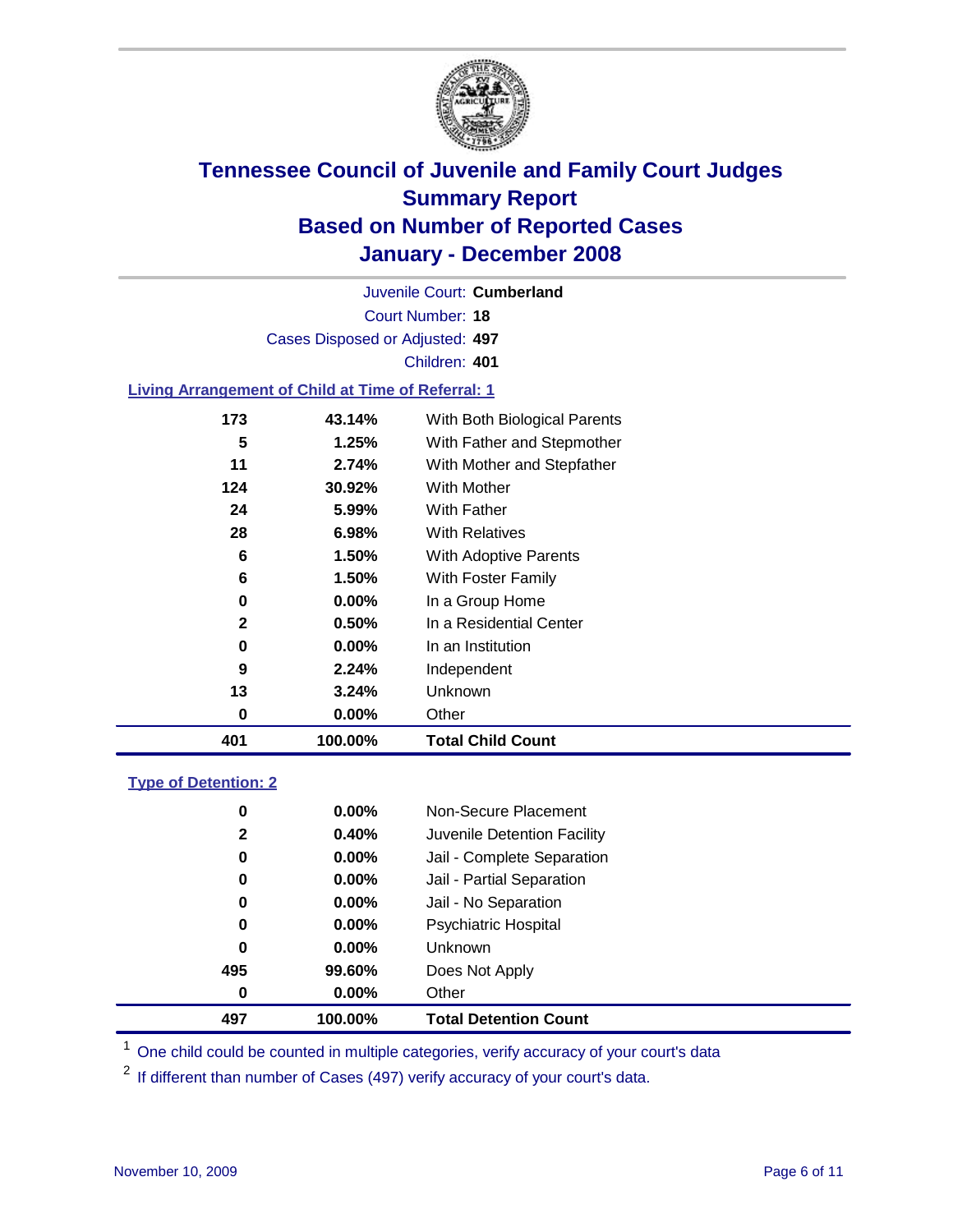# Tennessee Council of Juvenile and Family Court Judges
## Summary Report
## Based on Number of Reported Cases
## January - December 2008

Juvenile Court: **Cumberland**

Court Number: **18**

Cases Disposed or Adjusted: **497**

Children: **401**

### Living Arrangement of Child at Time of Referral: 1

| | | |
|---|---|---|
| 173 | 43.14% | With Both Biological Parents |
| 5 | 1.25% | With Father and Stepmother |
| 11 | 2.74% | With Mother and Stepfather |
| 124 | 30.92% | With Mother |
| 24 | 5.99% | With Father |
| 28 | 6.98% | With Relatives |
| 6 | 1.50% | With Adoptive Parents |
| 6 | 1.50% | With Foster Family |
| 0 | 0.00% | In a Group Home |
| 2 | 0.50% | In a Residential Center |
| 0 | 0.00% | In an Institution |
| 9 | 2.24% | Independent |
| 13 | 3.24% | Unknown |
| 0 | 0.00% | Other |
| **401** | **100.00%** | **Total Child Count** |

### Type of Detention: 2

| | | |
|---|---|---|
| 0 | 0.00% | Non-Secure Placement |
| 2 | 0.40% | Juvenile Detention Facility |
| 0 | 0.00% | Jail - Complete Separation |
| 0 | 0.00% | Jail - Partial Separation |
| 0 | 0.00% | Jail - No Separation |
| 0 | 0.00% | Psychiatric Hospital |
| 0 | 0.00% | Unknown |
| 495 | 99.60% | Does Not Apply |
| 0 | 0.00% | Other |
| **497** | **100.00%** | **Total Detention Count** |

[1] One child could be counted in multiple categories, verify accuracy of your court's data

[2] If different than number of Cases (497) verify accuracy of your court's data.

November 10, 2009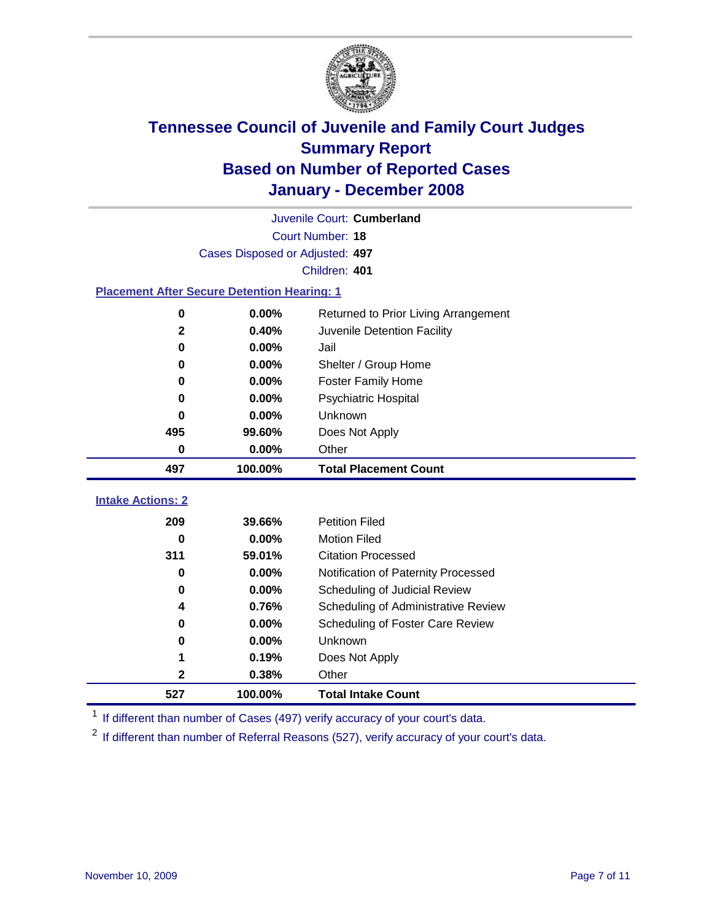# Tennessee Council of Juvenile and Family Court Judges
## Summary Report
## Based on Number of Reported Cases
## January - December 2008

Juvenile Court: **Cumberland**
Court Number: **18**
Cases Disposed or Adjusted: **497**
Children: **401**

### Placement After Secure Detention Hearing: 1

| Count | Percent | Placement |
|---|---|---|
| 0 | 0.00% | Returned to Prior Living Arrangement |
| 2 | 0.40% | Juvenile Detention Facility |
| 0 | 0.00% | Jail |
| 0 | 0.00% | Shelter / Group Home |
| 0 | 0.00% | Foster Family Home |
| 0 | 0.00% | Psychiatric Hospital |
| 0 | 0.00% | Unknown |
| 495 | 99.60% | Does Not Apply |
| 0 | 0.00% | Other |
| **497** | **100.00%** | **Total Placement Count** |

### Intake Actions: 2

| Count | Percent | Intake Action |
|---|---|---|
| 209 | 39.66% | Petition Filed |
| 0 | 0.00% | Motion Filed |
| 311 | 59.01% | Citation Processed |
| 0 | 0.00% | Notification of Paternity Processed |
| 0 | 0.00% | Scheduling of Judicial Review |
| 4 | 0.76% | Scheduling of Administrative Review |
| 0 | 0.00% | Scheduling of Foster Care Review |
| 0 | 0.00% | Unknown |
| 1 | 0.19% | Does Not Apply |
| 2 | 0.38% | Other |
| **527** | **100.00%** | **Total Intake Count** |

[1] If different than number of Cases (497) verify accuracy of your court's data.

[2] If different than number of Referral Reasons (527), verify accuracy of your court's data.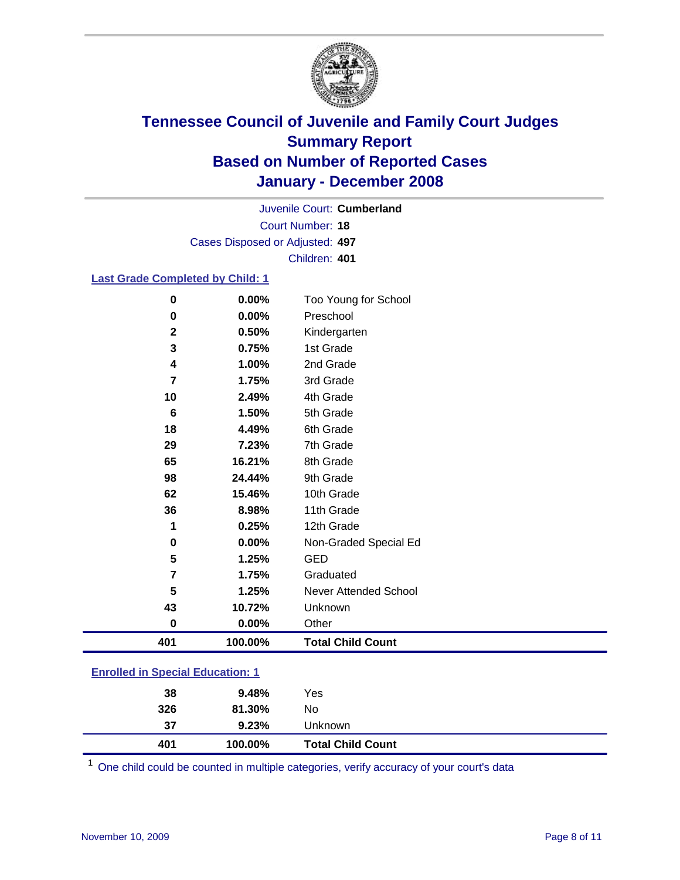# Tennessee Council of Juvenile and Family Court Judges
## Summary Report
## Based on Number of Reported Cases
## January - December 2008

Juvenile Court: **Cumberland**

Court Number: **18**

Cases Disposed or Adjusted: **497**

Children: **401**

### Last Grade Completed by Child: 1

| Count | Percent | Category |
|---|---|---|
| 0 | 0.00% | Too Young for School |
| 0 | 0.00% | Preschool |
| 2 | 0.50% | Kindergarten |
| 3 | 0.75% | 1st Grade |
| 4 | 1.00% | 2nd Grade |
| 7 | 1.75% | 3rd Grade |
| 10 | 2.49% | 4th Grade |
| 6 | 1.50% | 5th Grade |
| 18 | 4.49% | 6th Grade |
| 29 | 7.23% | 7th Grade |
| 65 | 16.21% | 8th Grade |
| 98 | 24.44% | 9th Grade |
| 62 | 15.46% | 10th Grade |
| 36 | 8.98% | 11th Grade |
| 1 | 0.25% | 12th Grade |
| 0 | 0.00% | Non-Graded Special Ed |
| 5 | 1.25% | GED |
| 7 | 1.75% | Graduated |
| 5 | 1.25% | Never Attended School |
| 43 | 10.72% | Unknown |
| 0 | 0.00% | Other |
| **401** | **100.00%** | **Total Child Count** |

### Enrolled in Special Education: 1

| Count | Percent | Category |
|---|---|---|
| 38 | 9.48% | Yes |
| 326 | 81.30% | No |
| 37 | 9.23% | Unknown |
| **401** | **100.00%** | **Total Child Count** |

[1] One child could be counted in multiple categories, verify accuracy of your court's data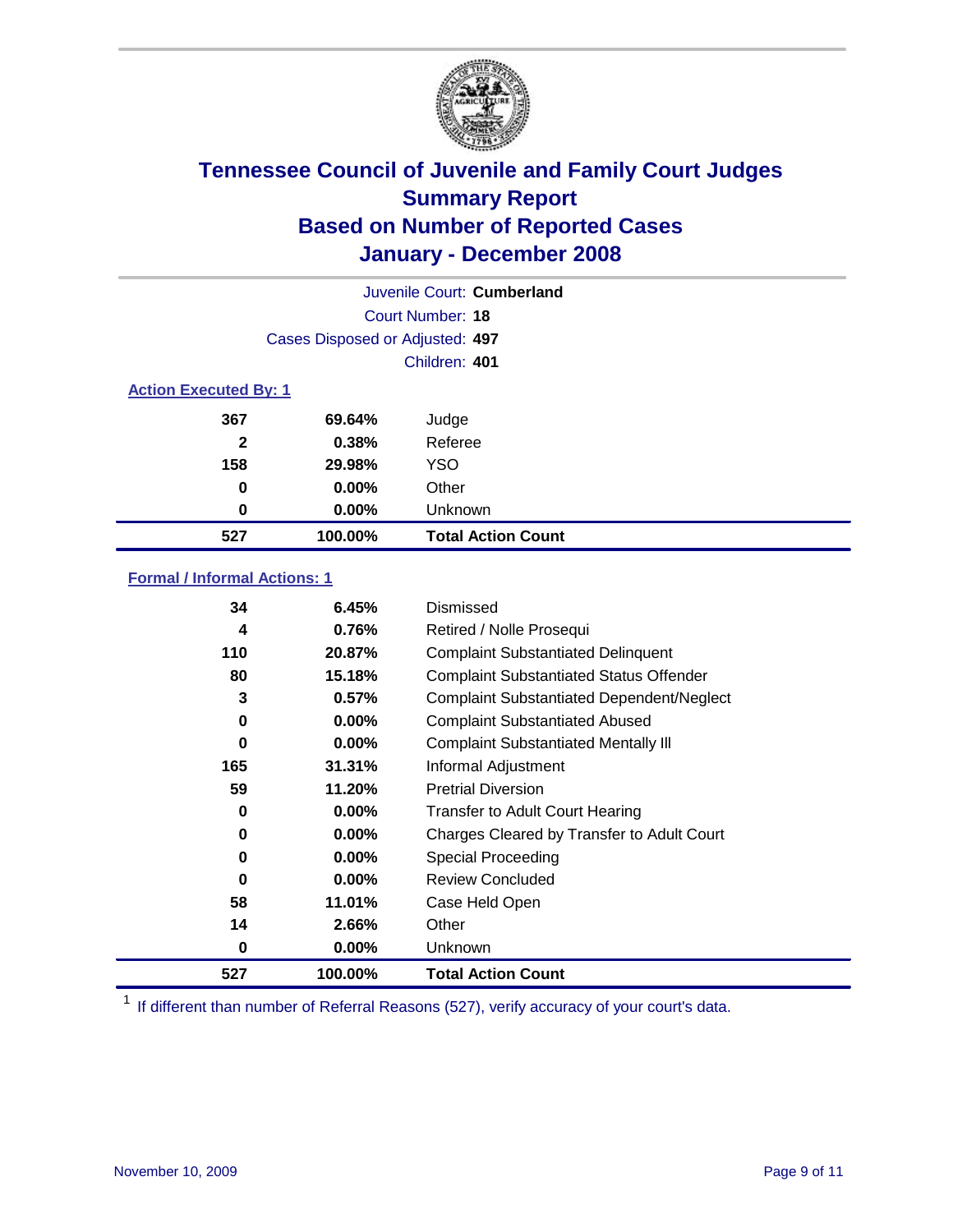# Tennessee Council of Juvenile and Family Court Judges
## Summary Report
## Based on Number of Reported Cases
## January - December 2008

Juvenile Court: **Cumberland**
Court Number: **18**
Cases Disposed or Adjusted: **497**
Children: **401**

### Action Executed By: 1

| Count | Percent | Action |
|---|---|---|
| 367 | 69.64% | Judge |
| 2 | 0.38% | Referee |
| 158 | 29.98% | YSO |
| 0 | 0.00% | Other |
| 0 | 0.00% | Unknown |
| **527** | **100.00%** | **Total Action Count** |

### Formal / Informal Actions: 1

| Count | Percent | Action |
|---|---|---|
| 34 | 6.45% | Dismissed |
| 4 | 0.76% | Retired / Nolle Prosequi |
| 110 | 20.87% | Complaint Substantiated Delinquent |
| 80 | 15.18% | Complaint Substantiated Status Offender |
| 3 | 0.57% | Complaint Substantiated Dependent/Neglect |
| 0 | 0.00% | Complaint Substantiated Abused |
| 0 | 0.00% | Complaint Substantiated Mentally Ill |
| 165 | 31.31% | Informal Adjustment |
| 59 | 11.20% | Pretrial Diversion |
| 0 | 0.00% | Transfer to Adult Court Hearing |
| 0 | 0.00% | Charges Cleared by Transfer to Adult Court |
| 0 | 0.00% | Special Proceeding |
| 0 | 0.00% | Review Concluded |
| 58 | 11.01% | Case Held Open |
| 14 | 2.66% | Other |
| 0 | 0.00% | Unknown |
| **527** | **100.00%** | **Total Action Count** |

[1] If different than number of Referral Reasons (527), verify accuracy of your court's data.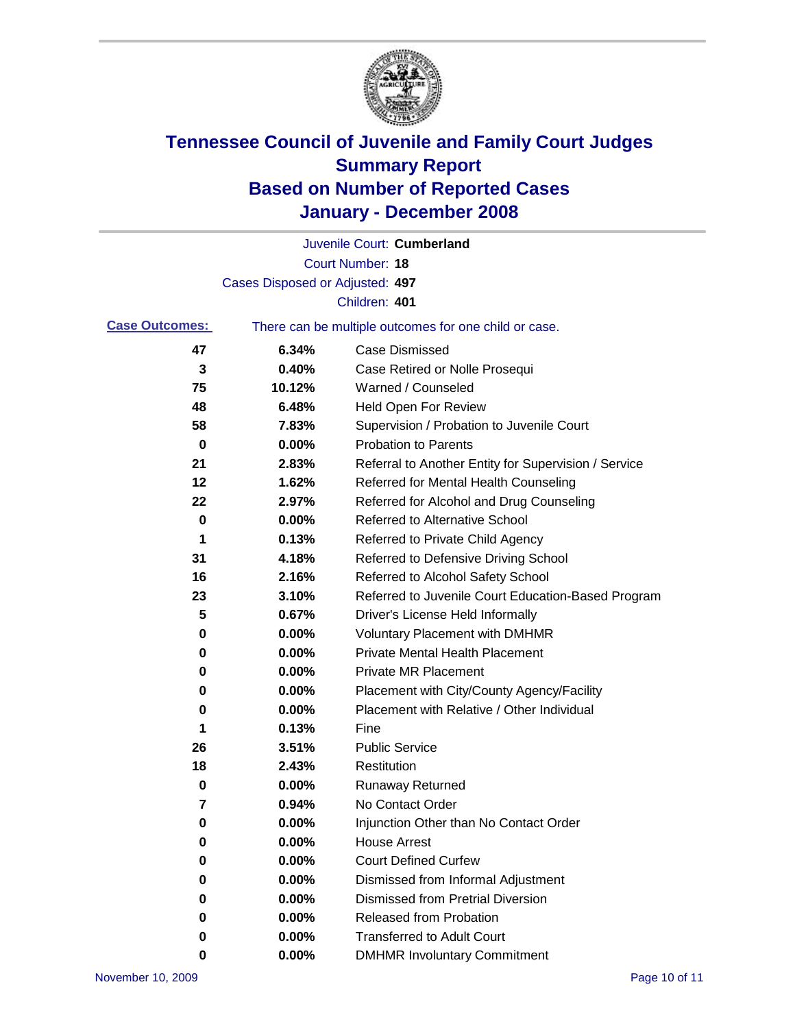# Tennessee Council of Juvenile and Family Court Judges
## Summary Report
## Based on Number of Reported Cases
## January - December 2008

Juvenile Court: **Cumberland**

Court Number: **18**

Cases Disposed or Adjusted: **497**

Children: **401**

**Case Outcomes:** There can be multiple outcomes for one child or case.

| Count | Percent | Outcome |
|---|---|---|
| 47 | 6.34% | Case Dismissed |
| 3 | 0.40% | Case Retired or Nolle Prosequi |
| 75 | 10.12% | Warned / Counseled |
| 48 | 6.48% | Held Open For Review |
| 58 | 7.83% | Supervision / Probation to Juvenile Court |
| 0 | 0.00% | Probation to Parents |
| 21 | 2.83% | Referral to Another Entity for Supervision / Service |
| 12 | 1.62% | Referred for Mental Health Counseling |
| 22 | 2.97% | Referred for Alcohol and Drug Counseling |
| 0 | 0.00% | Referred to Alternative School |
| 1 | 0.13% | Referred to Private Child Agency |
| 31 | 4.18% | Referred to Defensive Driving School |
| 16 | 2.16% | Referred to Alcohol Safety School |
| 23 | 3.10% | Referred to Juvenile Court Education-Based Program |
| 5 | 0.67% | Driver's License Held Informally |
| 0 | 0.00% | Voluntary Placement with DMHMR |
| 0 | 0.00% | Private Mental Health Placement |
| 0 | 0.00% | Private MR Placement |
| 0 | 0.00% | Placement with City/County Agency/Facility |
| 0 | 0.00% | Placement with Relative / Other Individual |
| 1 | 0.13% | Fine |
| 26 | 3.51% | Public Service |
| 18 | 2.43% | Restitution |
| 0 | 0.00% | Runaway Returned |
| 7 | 0.94% | No Contact Order |
| 0 | 0.00% | Injunction Other than No Contact Order |
| 0 | 0.00% | House Arrest |
| 0 | 0.00% | Court Defined Curfew |
| 0 | 0.00% | Dismissed from Informal Adjustment |
| 0 | 0.00% | Dismissed from Pretrial Diversion |
| 0 | 0.00% | Released from Probation |
| 0 | 0.00% | Transferred to Adult Court |
| 0 | 0.00% | DMHMR Involuntary Commitment |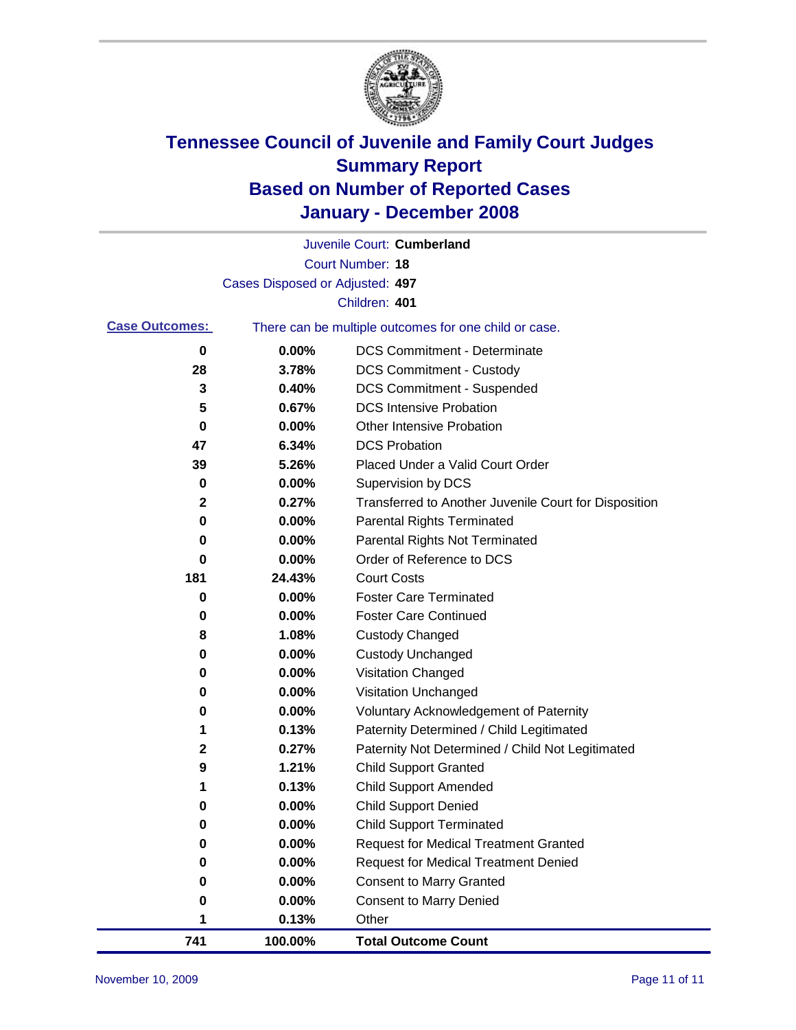# Tennessee Council of Juvenile and Family Court Judges
# Summary Report
# Based on Number of Reported Cases
# January - December 2008

Juvenile Court: **Cumberland**

Court Number: **18**

Cases Disposed or Adjusted: **497**

Children: **401**

**Case Outcomes:** There can be multiple outcomes for one child or case.

| | | |
|---|---|---|
| 0 | 0.00% | DCS Commitment - Determinate |
| 28 | 3.78% | DCS Commitment - Custody |
| 3 | 0.40% | DCS Commitment - Suspended |
| 5 | 0.67% | DCS Intensive Probation |
| 0 | 0.00% | Other Intensive Probation |
| 47 | 6.34% | DCS Probation |
| 39 | 5.26% | Placed Under a Valid Court Order |
| 0 | 0.00% | Supervision by DCS |
| 2 | 0.27% | Transferred to Another Juvenile Court for Disposition |
| 0 | 0.00% | Parental Rights Terminated |
| 0 | 0.00% | Parental Rights Not Terminated |
| 0 | 0.00% | Order of Reference to DCS |
| 181 | 24.43% | Court Costs |
| 0 | 0.00% | Foster Care Terminated |
| 0 | 0.00% | Foster Care Continued |
| 8 | 1.08% | Custody Changed |
| 0 | 0.00% | Custody Unchanged |
| 0 | 0.00% | Visitation Changed |
| 0 | 0.00% | Visitation Unchanged |
| 0 | 0.00% | Voluntary Acknowledgement of Paternity |
| 1 | 0.13% | Paternity Determined / Child Legitimated |
| 2 | 0.27% | Paternity Not Determined / Child Not Legitimated |
| 9 | 1.21% | Child Support Granted |
| 1 | 0.13% | Child Support Amended |
| 0 | 0.00% | Child Support Denied |
| 0 | 0.00% | Child Support Terminated |
| 0 | 0.00% | Request for Medical Treatment Granted |
| 0 | 0.00% | Request for Medical Treatment Denied |
| 0 | 0.00% | Consent to Marry Granted |
| 0 | 0.00% | Consent to Marry Denied |
| 1 | 0.13% | Other |
| **741** | **100.00%** | **Total Outcome Count** |